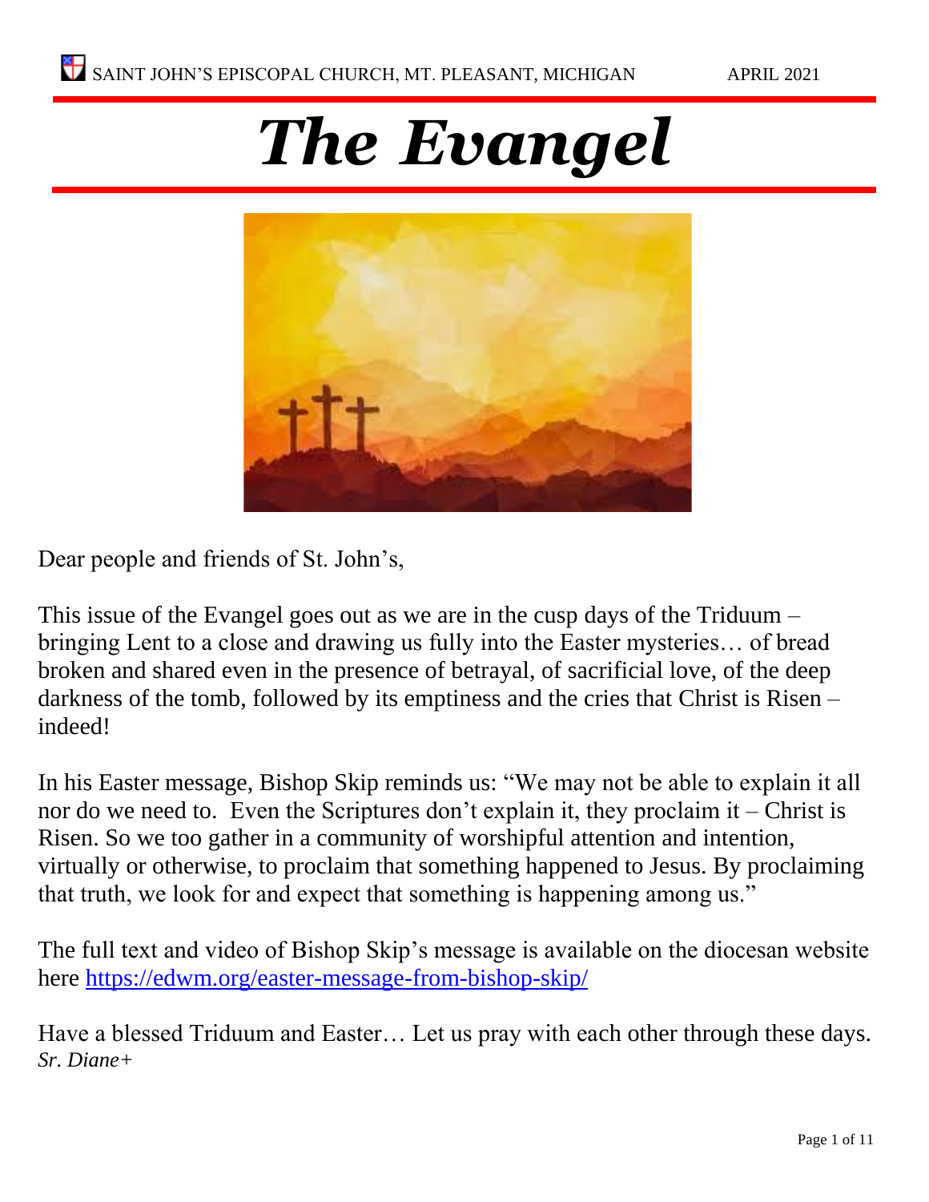SAINT JOHN'S EPISCOPAL CHURCH, MT. PLEASANT, MICHIGAN APRIL 2021

# *The Evangel*

Dear people and friends of St. John's,

This issue of the Evangel goes out as we are in the cusp days of the Triduum – bringing Lent to a close and drawing us fully into the Easter mysteries… of bread broken and shared even in the presence of betrayal, of sacrificial love, of the deep darkness of the tomb, followed by its emptiness and the cries that Christ is Risen – indeed!

In his Easter message, Bishop Skip reminds us: "We may not be able to explain it all nor do we need to. Even the Scriptures don't explain it, they proclaim it – Christ is Risen. So we too gather in a community of worshipful attention and intention, virtually or otherwise, to proclaim that something happened to Jesus. By proclaiming that truth, we look for and expect that something is happening among us."

The full text and video of Bishop Skip's message is available on the diocesan website here https://edwm.org/easter-message-from-bishop-skip/

Have a blessed Triduum and Easter… Let us pray with each other through these days.
*Sr. Diane+*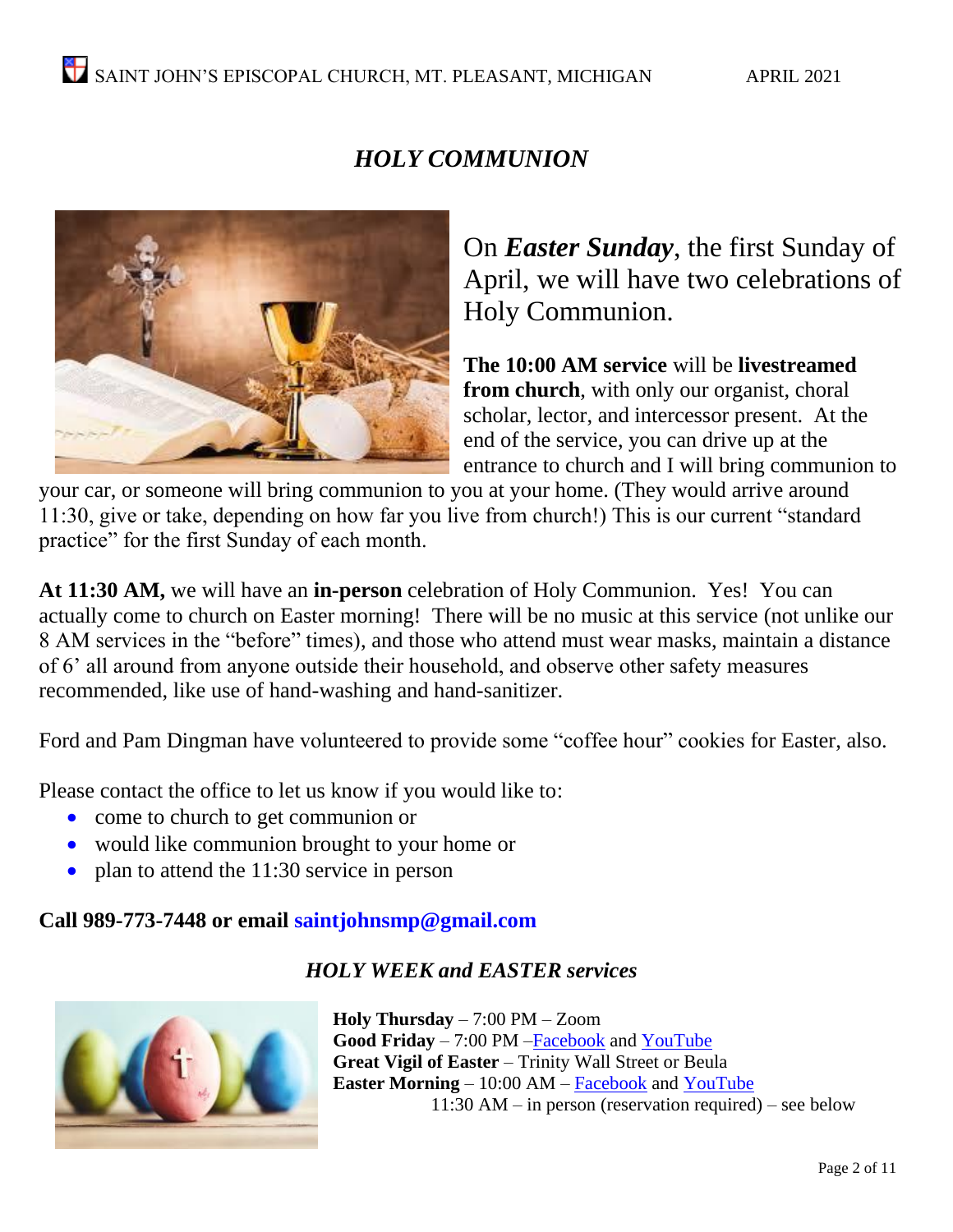## *HOLY COMMUNION*

On ***Easter Sunday***, the first Sunday of April, we will have two celebrations of Holy Communion.

**The 10:00 AM service** will be **livestreamed from church**, with only our organist, choral scholar, lector, and intercessor present. At the end of the service, you can drive up at the entrance to church and I will bring communion to your car, or someone will bring communion to you at your home. (They would arrive around 11:30, give or take, depending on how far you live from church!) This is our current "standard practice" for the first Sunday of each month.

**At 11:30 AM,** we will have an **in-person** celebration of Holy Communion. Yes! You can actually come to church on Easter morning! There will be no music at this service (not unlike our 8 AM services in the "before" times), and those who attend must wear masks, maintain a distance of 6' all around from anyone outside their household, and observe other safety measures recommended, like use of hand-washing and hand-sanitizer.

Ford and Pam Dingman have volunteered to provide some "coffee hour" cookies for Easter, also.

Please contact the office to let us know if you would like to:

- come to church to get communion or
- would like communion brought to your home or
- plan to attend the 11:30 service in person

**Call 989-773-7448 or email saintjohnsmp@gmail.com**

### *HOLY WEEK and EASTER services*

**Holy Thursday** – 7:00 PM – Zoom
**Good Friday** – 7:00 PM –Facebook and YouTube
**Great Vigil of Easter** – Trinity Wall Street or Beula
**Easter Morning** – 10:00 AM – Facebook and YouTube
11:30 AM – in person (reservation required) – see below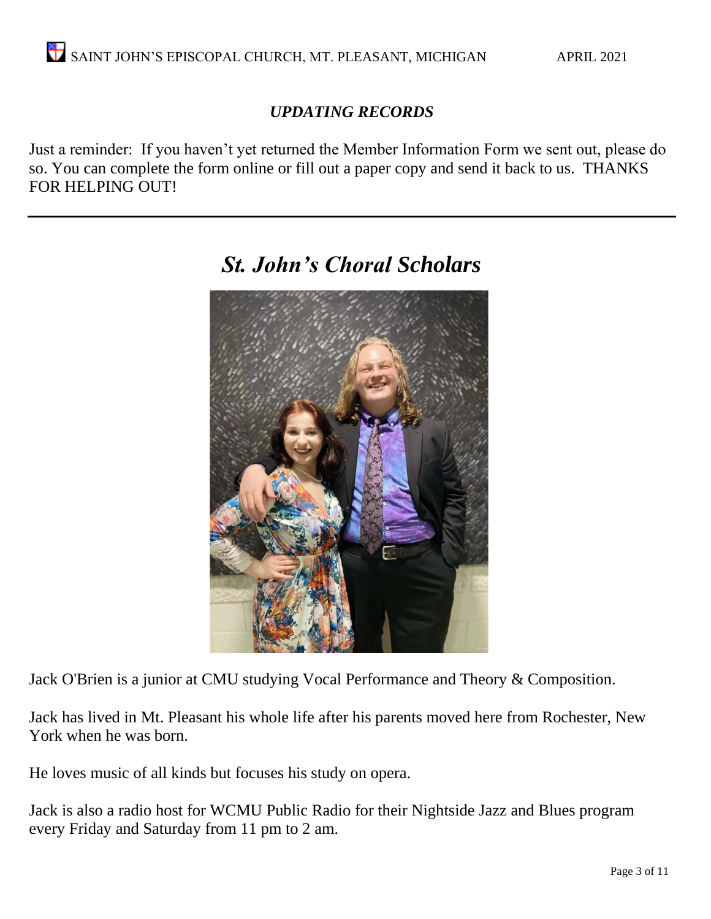### *UPDATING RECORDS*

Just a reminder: If you haven't yet returned the Member Information Form we sent out, please do so. You can complete the form online or fill out a paper copy and send it back to us. THANKS FOR HELPING OUT!

---

## *St. John's Choral Scholars*

Jack O'Brien is a junior at CMU studying Vocal Performance and Theory & Composition.

Jack has lived in Mt. Pleasant his whole life after his parents moved here from Rochester, New York when he was born.

He loves music of all kinds but focuses his study on opera.

Jack is also a radio host for WCMU Public Radio for their Nightside Jazz and Blues program every Friday and Saturday from 11 pm to 2 am.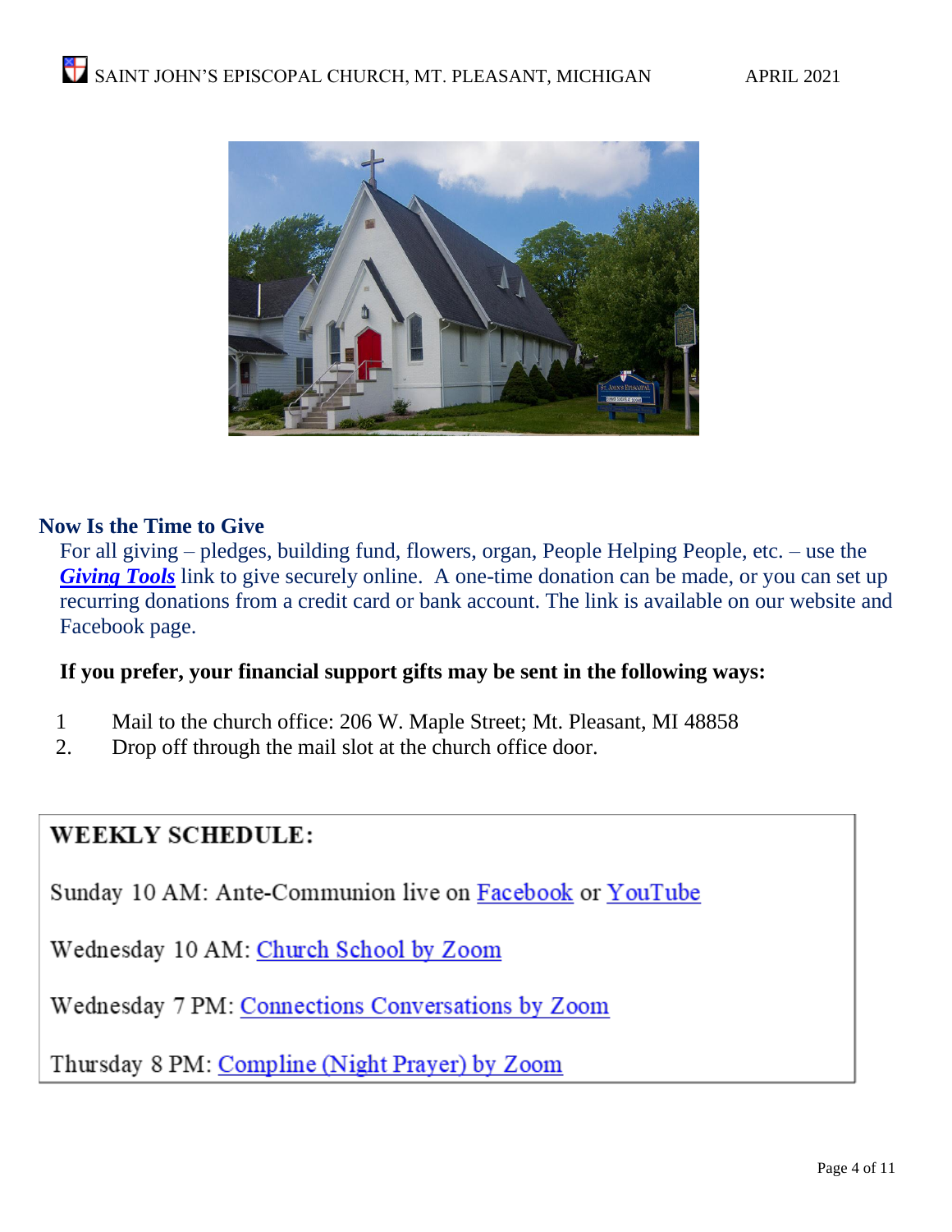## Now Is the Time to Give

For all giving – pledges, building fund, flowers, organ, People Helping People, etc. – use the ***Giving Tools*** link to give securely online. A one-time donation can be made, or you can set up recurring donations from a credit card or bank account. The link is available on our website and Facebook page.

**If you prefer, your financial support gifts may be sent in the following ways:**

1. Mail to the church office: 206 W. Maple Street; Mt. Pleasant, MI 48858
2. Drop off through the mail slot at the church office door.

**WEEKLY SCHEDULE:**

Sunday 10 AM: Ante-Communion live on Facebook or YouTube

Wednesday 10 AM: Church School by Zoom

Wednesday 7 PM: Connections Conversations by Zoom

Thursday 8 PM: Compline (Night Prayer) by Zoom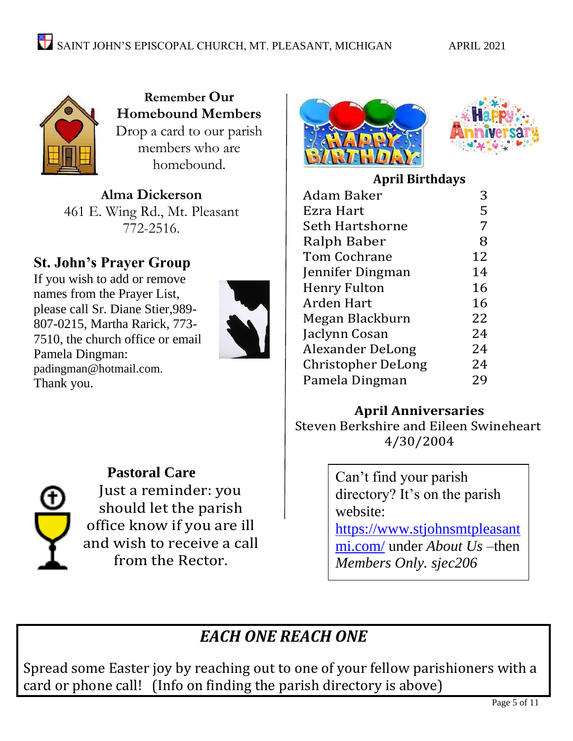## Remember Our Homebound Members

Drop a card to our parish members who are homebound.

**Alma Dickerson**
461 E. Wing Rd., Mt. Pleasant
772-2516.

## St. John's Prayer Group

If you wish to add or remove names from the Prayer List, please call Sr. Diane Stier,989-807-0215, Martha Rarick, 773-7510, the church office or email Pamela Dingman: padingman@hotmail.com. Thank you.

## Pastoral Care

Just a reminder: you should let the parish office know if you are ill and wish to receive a call from the Rector.

## April Birthdays

| Name | Day |
|---|---|
| Adam Baker | 3 |
| Ezra Hart | 5 |
| Seth Hartshorne | 7 |
| Ralph Baber | 8 |
| Tom Cochrane | 12 |
| Jennifer Dingman | 14 |
| Henry Fulton | 16 |
| Arden Hart | 16 |
| Megan Blackburn | 22 |
| Jaclynn Cosan | 24 |
| Alexander DeLong | 24 |
| Christopher DeLong | 24 |
| Pamela Dingman | 29 |

## April Anniversaries

Steven Berkshire and Eileen Swineheart
4/30/2004

Can't find your parish directory? It's on the parish website: https://www.stjohnsmtpleasantmi.com/ under *About Us* –then *Members Only. sjec206*

## *EACH ONE REACH ONE*

Spread some Easter joy by reaching out to one of your fellow parishioners with a card or phone call! (Info on finding the parish directory is above)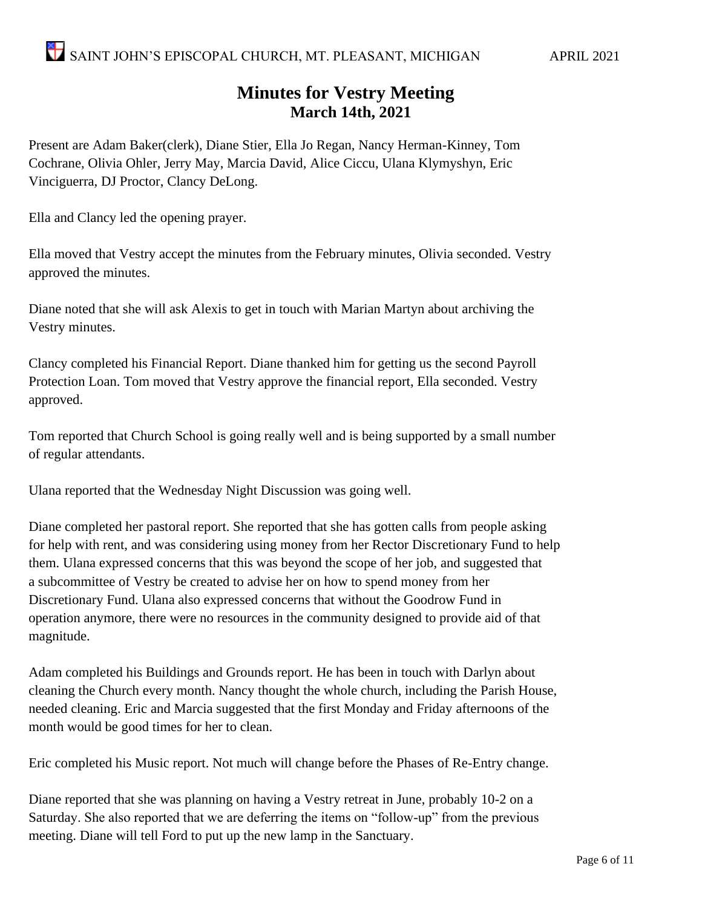# Minutes for Vestry Meeting

## March 14th, 2021

Present are Adam Baker(clerk), Diane Stier, Ella Jo Regan, Nancy Herman-Kinney, Tom Cochrane, Olivia Ohler, Jerry May, Marcia David, Alice Ciccu, Ulana Klymyshyn, Eric Vinciguerra, DJ Proctor, Clancy DeLong.

Ella and Clancy led the opening prayer.

Ella moved that Vestry accept the minutes from the February minutes, Olivia seconded. Vestry approved the minutes.

Diane noted that she will ask Alexis to get in touch with Marian Martyn about archiving the Vestry minutes.

Clancy completed his Financial Report. Diane thanked him for getting us the second Payroll Protection Loan. Tom moved that Vestry approve the financial report, Ella seconded. Vestry approved.

Tom reported that Church School is going really well and is being supported by a small number of regular attendants.

Ulana reported that the Wednesday Night Discussion was going well.

Diane completed her pastoral report. She reported that she has gotten calls from people asking for help with rent, and was considering using money from her Rector Discretionary Fund to help them. Ulana expressed concerns that this was beyond the scope of her job, and suggested that a subcommittee of Vestry be created to advise her on how to spend money from her Discretionary Fund. Ulana also expressed concerns that without the Goodrow Fund in operation anymore, there were no resources in the community designed to provide aid of that magnitude.

Adam completed his Buildings and Grounds report. He has been in touch with Darlyn about cleaning the Church every month. Nancy thought the whole church, including the Parish House, needed cleaning. Eric and Marcia suggested that the first Monday and Friday afternoons of the month would be good times for her to clean.

Eric completed his Music report. Not much will change before the Phases of Re-Entry change.

Diane reported that she was planning on having a Vestry retreat in June, probably 10-2 on a Saturday. She also reported that we are deferring the items on "follow-up" from the previous meeting. Diane will tell Ford to put up the new lamp in the Sanctuary.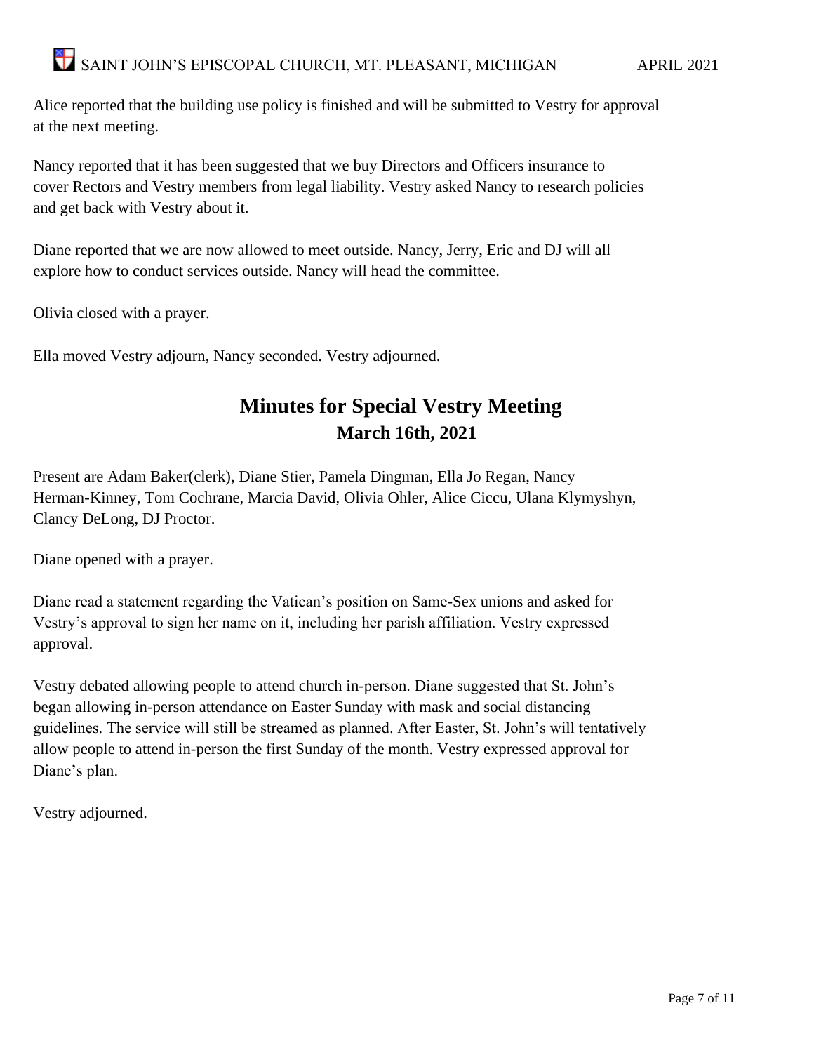Alice reported that the building use policy is finished and will be submitted to Vestry for approval at the next meeting.

Nancy reported that it has been suggested that we buy Directors and Officers insurance to cover Rectors and Vestry members from legal liability. Vestry asked Nancy to research policies and get back with Vestry about it.

Diane reported that we are now allowed to meet outside. Nancy, Jerry, Eric and DJ will all explore how to conduct services outside. Nancy will head the committee.

Olivia closed with a prayer.

Ella moved Vestry adjourn, Nancy seconded. Vestry adjourned.

## Minutes for Special Vestry Meeting

### March 16th, 2021

Present are Adam Baker(clerk), Diane Stier, Pamela Dingman, Ella Jo Regan, Nancy Herman-Kinney, Tom Cochrane, Marcia David, Olivia Ohler, Alice Ciccu, Ulana Klymyshyn, Clancy DeLong, DJ Proctor.

Diane opened with a prayer.

Diane read a statement regarding the Vatican's position on Same-Sex unions and asked for Vestry's approval to sign her name on it, including her parish affiliation. Vestry expressed approval.

Vestry debated allowing people to attend church in-person. Diane suggested that St. John's began allowing in-person attendance on Easter Sunday with mask and social distancing guidelines. The service will still be streamed as planned. After Easter, St. John's will tentatively allow people to attend in-person the first Sunday of the month. Vestry expressed approval for Diane's plan.

Vestry adjourned.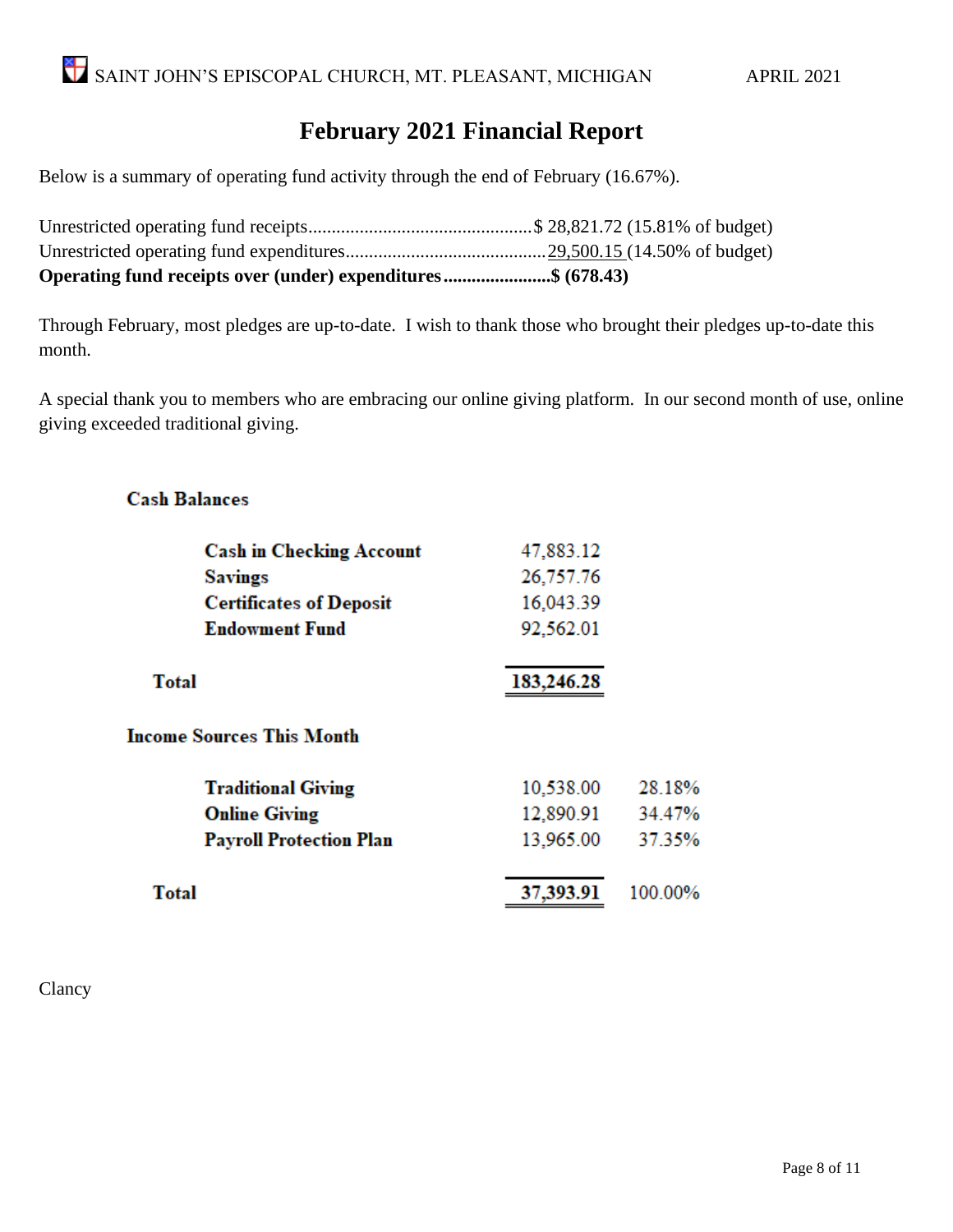# February 2021 Financial Report

Below is a summary of operating fund activity through the end of February (16.67%).

Unrestricted operating fund receipts................................................$ 28,821.72 (15.81% of budget)
Unrestricted operating fund expenditures...........................................29,500.15 (14.50% of budget)
**Operating fund receipts over (under) expenditures.......................$ (678.43)**

Through February, most pledges are up-to-date. I wish to thank those who brought their pledges up-to-date this month.

A special thank you to members who are embracing our online giving platform. In our second month of use, online giving exceeded traditional giving.

**Cash Balances**

| | Amount |
|---|---|
| **Cash in Checking Account** | 47,883.12 |
| **Savings** | 26,757.76 |
| **Certificates of Deposit** | 16,043.39 |
| **Endowment Fund** | 92,562.01 |
| **Total** | **183,246.28** |

**Income Sources This Month**

| | Amount | Percent |
|---|---|---|
| **Traditional Giving** | 10,538.00 | 28.18% |
| **Online Giving** | 12,890.91 | 34.47% |
| **Payroll Protection Plan** | 13,965.00 | 37.35% |
| **Total** | **37,393.91** | 100.00% |

Clancy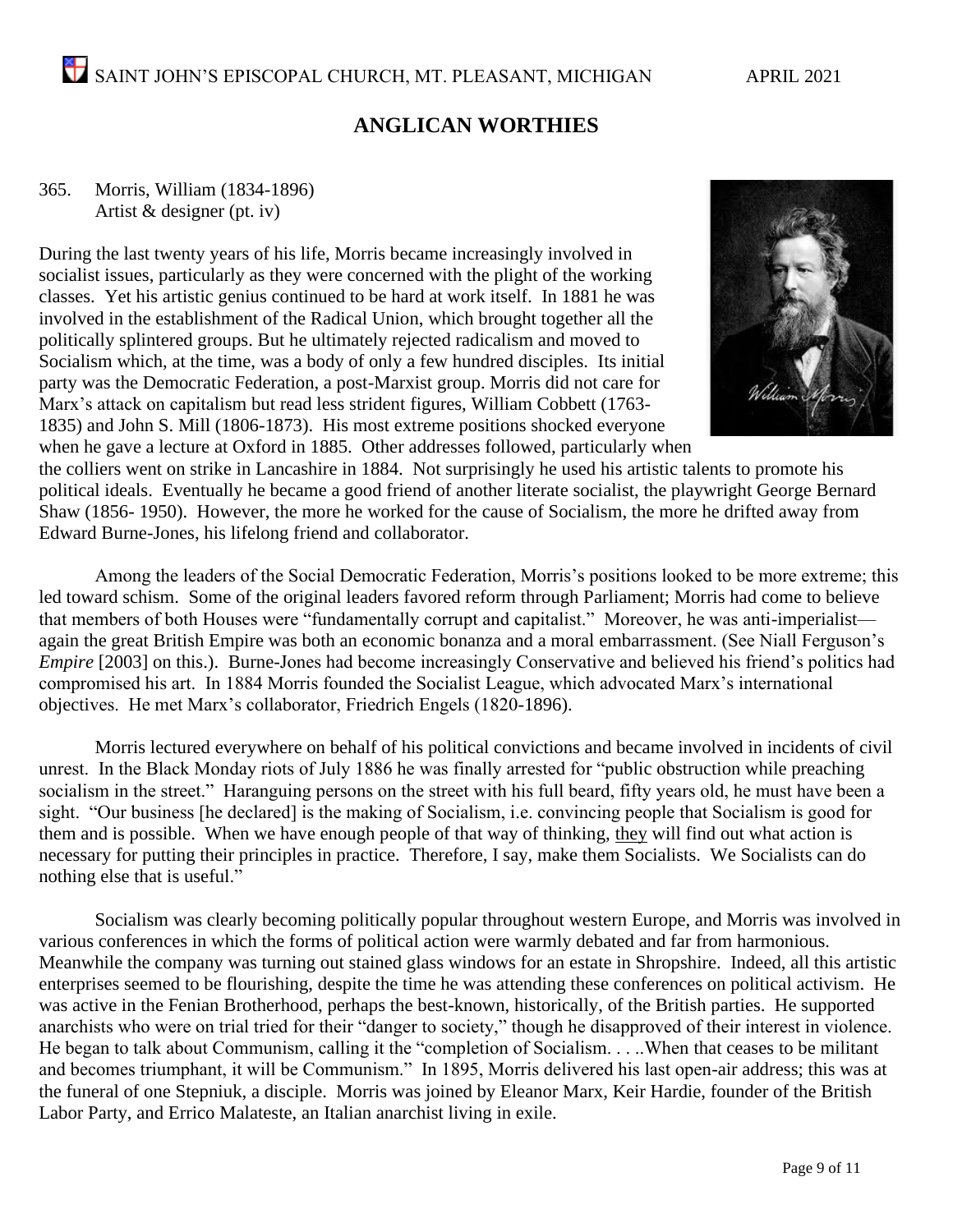## ANGLICAN WORTHIES

365. Morris, William (1834-1896)
Artist & designer (pt. iv)

During the last twenty years of his life, Morris became increasingly involved in socialist issues, particularly as they were concerned with the plight of the working classes. Yet his artistic genius continued to be hard at work itself. In 1881 he was involved in the establishment of the Radical Union, which brought together all the politically splintered groups. But he ultimately rejected radicalism and moved to Socialism which, at the time, was a body of only a few hundred disciples. Its initial party was the Democratic Federation, a post-Marxist group. Morris did not care for Marx's attack on capitalism but read less strident figures, William Cobbett (1763-1835) and John S. Mill (1806-1873). His most extreme positions shocked everyone when he gave a lecture at Oxford in 1885. Other addresses followed, particularly when the colliers went on strike in Lancashire in 1884. Not surprisingly he used his artistic talents to promote his political ideals. Eventually he became a good friend of another literate socialist, the playwright George Bernard Shaw (1856- 1950). However, the more he worked for the cause of Socialism, the more he drifted away from Edward Burne-Jones, his lifelong friend and collaborator.

Among the leaders of the Social Democratic Federation, Morris's positions looked to be more extreme; this led toward schism. Some of the original leaders favored reform through Parliament; Morris had come to believe that members of both Houses were "fundamentally corrupt and capitalist." Moreover, he was anti-imperialist—again the great British Empire was both an economic bonanza and a moral embarrassment. (See Niall Ferguson's *Empire* [2003] on this.). Burne-Jones had become increasingly Conservative and believed his friend's politics had compromised his art. In 1884 Morris founded the Socialist League, which advocated Marx's international objectives. He met Marx's collaborator, Friedrich Engels (1820-1896).

Morris lectured everywhere on behalf of his political convictions and became involved in incidents of civil unrest. In the Black Monday riots of July 1886 he was finally arrested for "public obstruction while preaching socialism in the street." Haranguing persons on the street with his full beard, fifty years old, he must have been a sight. "Our business [he declared] is the making of Socialism, i.e. convincing people that Socialism is good for them and is possible. When we have enough people of that way of thinking, <u>they</u> will find out what action is necessary for putting their principles in practice. Therefore, I say, make them Socialists. We Socialists can do nothing else that is useful."

Socialism was clearly becoming politically popular throughout western Europe, and Morris was involved in various conferences in which the forms of political action were warmly debated and far from harmonious. Meanwhile the company was turning out stained glass windows for an estate in Shropshire. Indeed, all this artistic enterprises seemed to be flourishing, despite the time he was attending these conferences on political activism. He was active in the Fenian Brotherhood, perhaps the best-known, historically, of the British parties. He supported anarchists who were on trial tried for their "danger to society," though he disapproved of their interest in violence. He began to talk about Communism, calling it the "completion of Socialism. . . ..When that ceases to be militant and becomes triumphant, it will be Communism." In 1895, Morris delivered his last open-air address; this was at the funeral of one Stepniuk, a disciple. Morris was joined by Eleanor Marx, Keir Hardie, founder of the British Labor Party, and Errico Malateste, an Italian anarchist living in exile.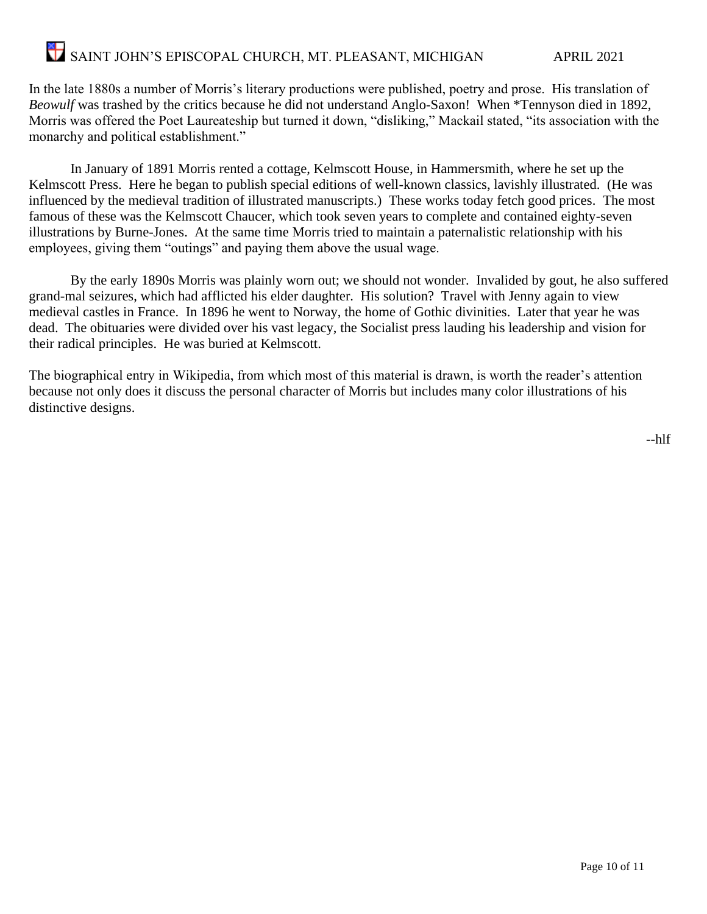In the late 1880s a number of Morris's literary productions were published, poetry and prose. His translation of *Beowulf* was trashed by the critics because he did not understand Anglo-Saxon! When *Tennyson died in 1892, Morris was offered the Poet Laureateship but turned it down, "disliking," Mackail stated, "its association with the monarchy and political establishment."

In January of 1891 Morris rented a cottage, Kelmscott House, in Hammersmith, where he set up the Kelmscott Press. Here he began to publish special editions of well-known classics, lavishly illustrated. (He was influenced by the medieval tradition of illustrated manuscripts.) These works today fetch good prices. The most famous of these was the Kelmscott Chaucer, which took seven years to complete and contained eighty-seven illustrations by Burne-Jones. At the same time Morris tried to maintain a paternalistic relationship with his employees, giving them "outings" and paying them above the usual wage.

By the early 1890s Morris was plainly worn out; we should not wonder. Invalided by gout, he also suffered grand-mal seizures, which had afflicted his elder daughter. His solution? Travel with Jenny again to view medieval castles in France. In 1896 he went to Norway, the home of Gothic divinities. Later that year he was dead. The obituaries were divided over his vast legacy, the Socialist press lauding his leadership and vision for their radical principles. He was buried at Kelmscott.

The biographical entry in Wikipedia, from which most of this material is drawn, is worth the reader's attention because not only does it discuss the personal character of Morris but includes many color illustrations of his distinctive designs.

--hlf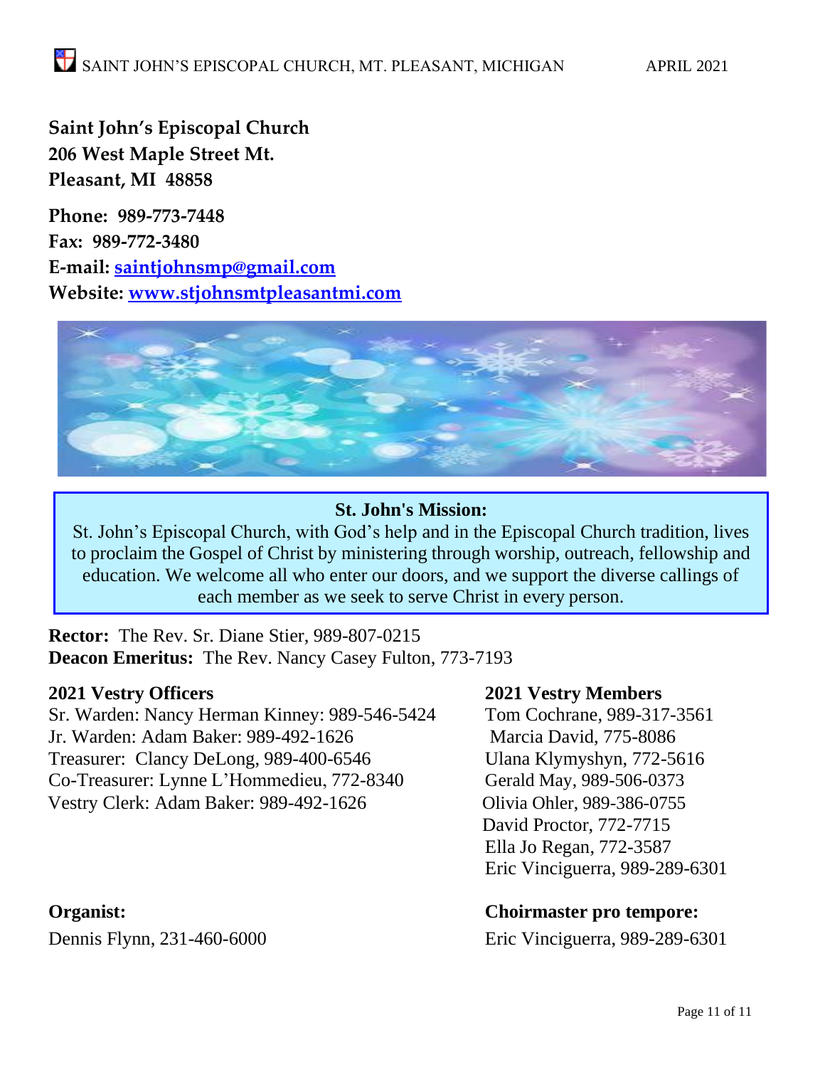**Saint John's Episcopal Church**
**206 West Maple Street Mt. Pleasant, MI 48858**

**Phone: 989-773-7448**
**Fax: 989-772-3480**
**E-mail: saintjohnsmp@gmail.com**
**Website: www.stjohnsmtpleasantmi.com**

**St. John's Mission:**

St. John's Episcopal Church, with God's help and in the Episcopal Church tradition, lives to proclaim the Gospel of Christ by ministering through worship, outreach, fellowship and education. We welcome all who enter our doors, and we support the diverse callings of each member as we seek to serve Christ in every person.

**Rector:** The Rev. Sr. Diane Stier, 989-807-0215
**Deacon Emeritus:** The Rev. Nancy Casey Fulton, 773-7193

**2021 Vestry Officers**

Sr. Warden: Nancy Herman Kinney: 989-546-5424
Jr. Warden: Adam Baker: 989-492-1626
Treasurer: Clancy DeLong, 989-400-6546
Co-Treasurer: Lynne L'Hommedieu, 772-8340
Vestry Clerk: Adam Baker: 989-492-1626

**2021 Vestry Members**

Tom Cochrane, 989-317-3561
Marcia David, 775-8086
Ulana Klymyshyn, 772-5616
Gerald May, 989-506-0373
Olivia Ohler, 989-386-0755
David Proctor, 772-7715
Ella Jo Regan, 772-3587
Eric Vinciguerra, 989-289-6301

**Organist:**

Dennis Flynn, 231-460-6000

**Choirmaster pro tempore:**

Eric Vinciguerra, 989-289-6301